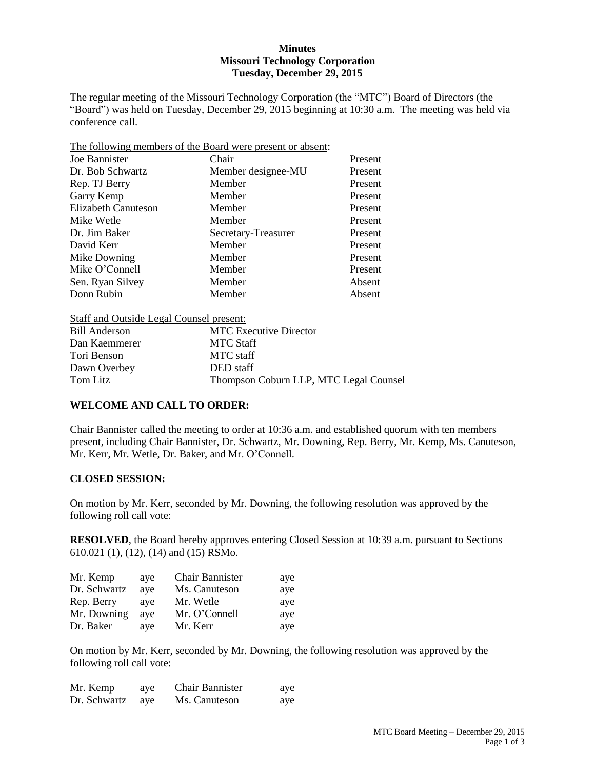**Minutes**
**Missouri Technology Corporation**
**Tuesday, December 29, 2015**

The regular meeting of the Missouri Technology Corporation (the "MTC") Board of Directors (the "Board") was held on Tuesday, December 29, 2015 beginning at 10:30 a.m. The meeting was held via conference call.

The following members of the Board were present or absent:

| | | |
|---|---|---|
| Joe Bannister | Chair | Present |
| Dr. Bob Schwartz | Member designee-MU | Present |
| Rep. TJ Berry | Member | Present |
| Garry Kemp | Member | Present |
| Elizabeth Canuteson | Member | Present |
| Mike Wetle | Member | Present |
| Dr. Jim Baker | Secretary-Treasurer | Present |
| David Kerr | Member | Present |
| Mike Downing | Member | Present |
| Mike O'Connell | Member | Present |
| Sen. Ryan Silvey | Member | Absent |
| Donn Rubin | Member | Absent |

Staff and Outside Legal Counsel present:

| | |
|---|---|
| Bill Anderson | MTC Executive Director |
| Dan Kaemmerer | MTC Staff |
| Tori Benson | MTC staff |
| Dawn Overbey | DED staff |
| Tom Litz | Thompson Coburn LLP, MTC Legal Counsel |

## WELCOME AND CALL TO ORDER:

Chair Bannister called the meeting to order at 10:36 a.m. and established quorum with ten members present, including Chair Bannister, Dr. Schwartz, Mr. Downing, Rep. Berry, Mr. Kemp, Ms. Canuteson, Mr. Kerr, Mr. Wetle, Dr. Baker, and Mr. O'Connell.

## CLOSED SESSION:

On motion by Mr. Kerr, seconded by Mr. Downing, the following resolution was approved by the following roll call vote:

**RESOLVED**, the Board hereby approves entering Closed Session at 10:39 a.m. pursuant to Sections 610.021 (1), (12), (14) and (15) RSMo.

| | | | |
|---|---|---|---|
| Mr. Kemp | aye | Chair Bannister | aye |
| Dr. Schwartz | aye | Ms. Canuteson | aye |
| Rep. Berry | aye | Mr. Wetle | aye |
| Mr. Downing | aye | Mr. O'Connell | aye |
| Dr. Baker | aye | Mr. Kerr | aye |

On motion by Mr. Kerr, seconded by Mr. Downing, the following resolution was approved by the following roll call vote:

| | | | |
|---|---|---|---|
| Mr. Kemp | aye | Chair Bannister | aye |
| Dr. Schwartz | aye | Ms. Canuteson | aye |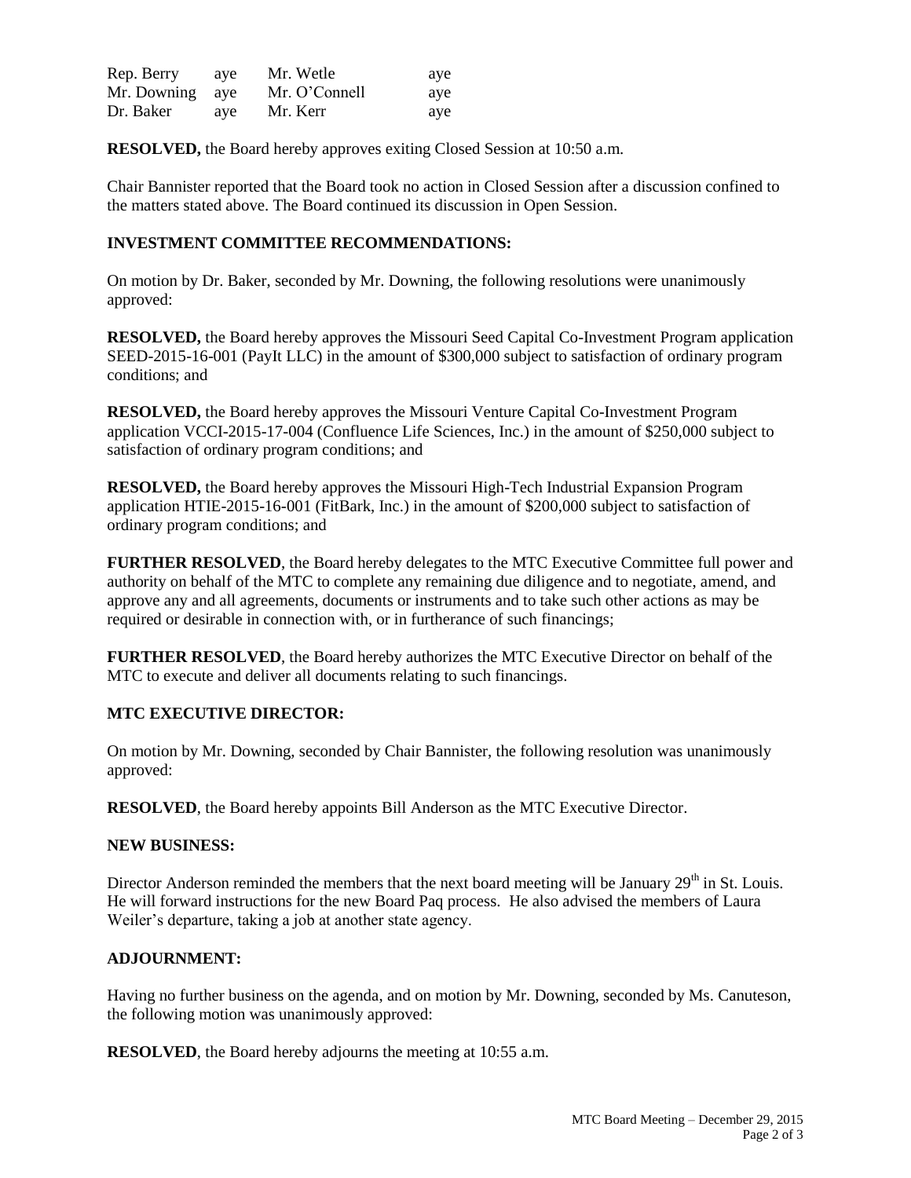| | | | |
|---|---|---|---|
| Rep. Berry | aye | Mr. Wetle | aye |
| Mr. Downing | aye | Mr. O'Connell | aye |
| Dr. Baker | aye | Mr. Kerr | aye |

**RESOLVED,** the Board hereby approves exiting Closed Session at 10:50 a.m.

Chair Bannister reported that the Board took no action in Closed Session after a discussion confined to the matters stated above. The Board continued its discussion in Open Session.

## INVESTMENT COMMITTEE RECOMMENDATIONS:

On motion by Dr. Baker, seconded by Mr. Downing, the following resolutions were unanimously approved:

**RESOLVED,** the Board hereby approves the Missouri Seed Capital Co-Investment Program application SEED-2015-16-001 (PayIt LLC) in the amount of $300,000 subject to satisfaction of ordinary program conditions; and

**RESOLVED,** the Board hereby approves the Missouri Venture Capital Co-Investment Program application VCCI-2015-17-004 (Confluence Life Sciences, Inc.) in the amount of $250,000 subject to satisfaction of ordinary program conditions; and

**RESOLVED,** the Board hereby approves the Missouri High-Tech Industrial Expansion Program application HTIE-2015-16-001 (FitBark, Inc.) in the amount of $200,000 subject to satisfaction of ordinary program conditions; and

**FURTHER RESOLVED**, the Board hereby delegates to the MTC Executive Committee full power and authority on behalf of the MTC to complete any remaining due diligence and to negotiate, amend, and approve any and all agreements, documents or instruments and to take such other actions as may be required or desirable in connection with, or in furtherance of such financings;

**FURTHER RESOLVED**, the Board hereby authorizes the MTC Executive Director on behalf of the MTC to execute and deliver all documents relating to such financings.

## MTC EXECUTIVE DIRECTOR:

On motion by Mr. Downing, seconded by Chair Bannister, the following resolution was unanimously approved:

**RESOLVED**, the Board hereby appoints Bill Anderson as the MTC Executive Director.

## NEW BUSINESS:

Director Anderson reminded the members that the next board meeting will be January 29th in St. Louis. He will forward instructions for the new Board Paq process. He also advised the members of Laura Weiler's departure, taking a job at another state agency.

## ADJOURNMENT:

Having no further business on the agenda, and on motion by Mr. Downing, seconded by Ms. Canuteson, the following motion was unanimously approved:

**RESOLVED**, the Board hereby adjourns the meeting at 10:55 a.m.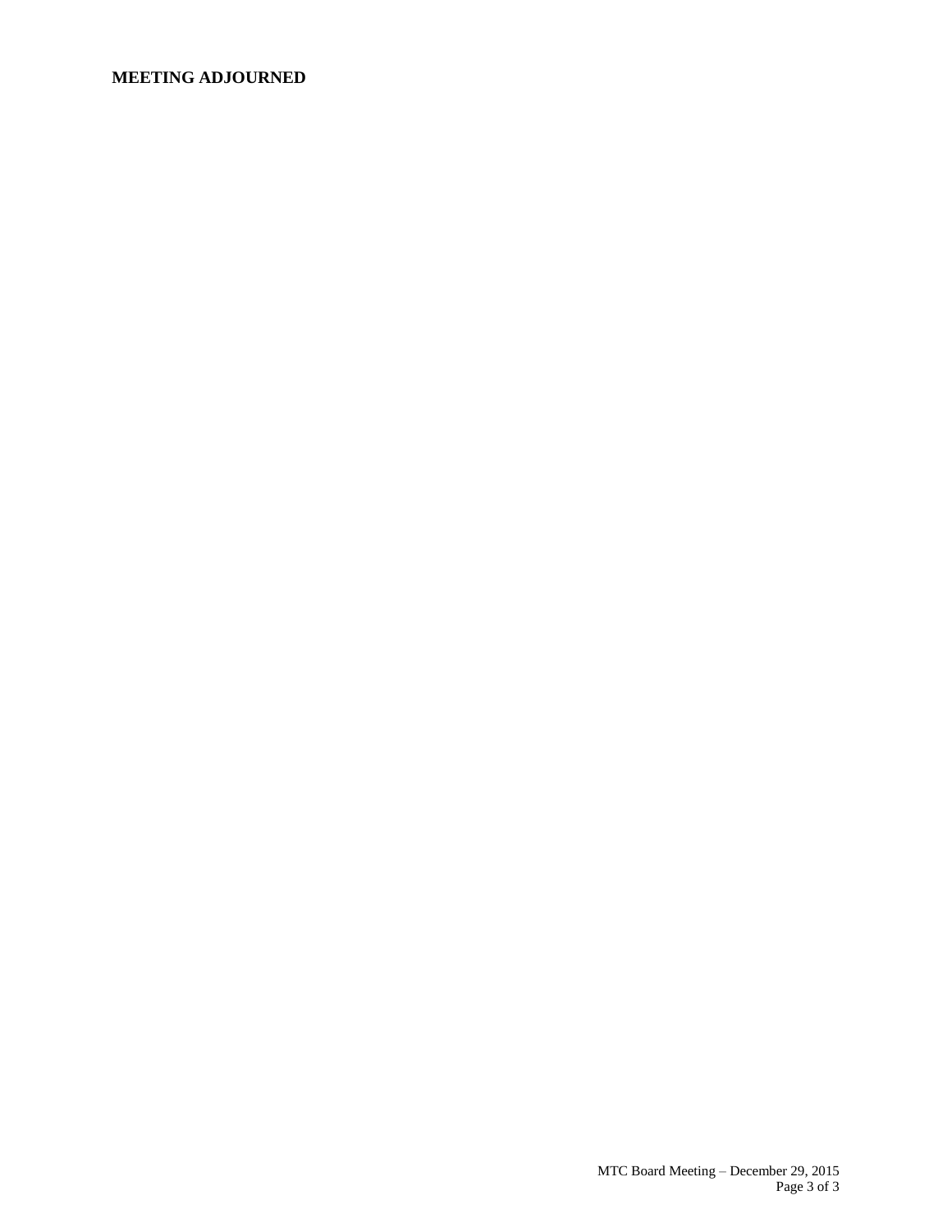**MEETING ADJOURNED**